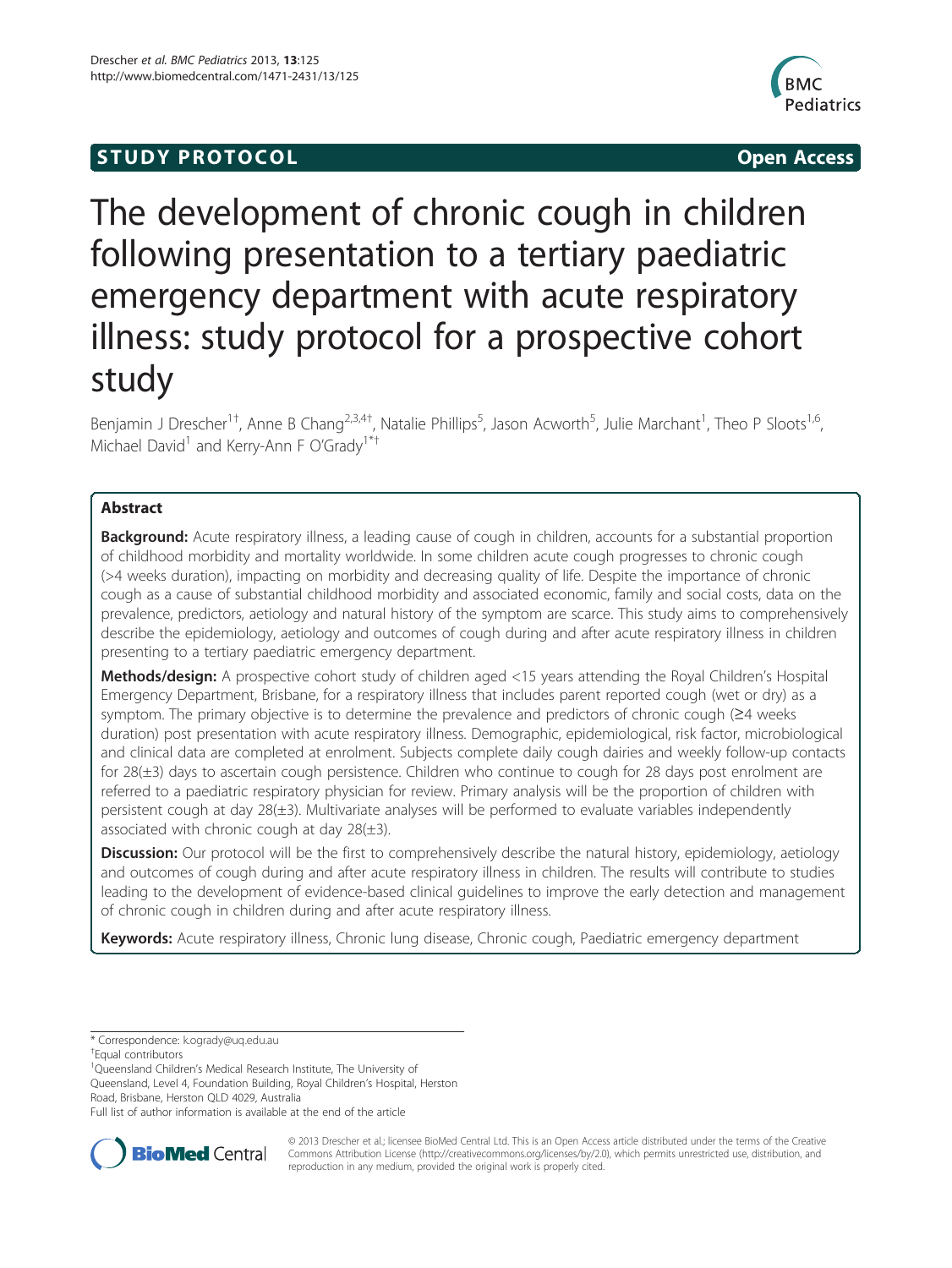**STUDY PROTOCOL** **Open Access**

# The development of chronic cough in children following presentation to a tertiary paediatric emergency department with acute respiratory illness: study protocol for a prospective cohort study

Benjamin J Drescher[1†], Anne B Chang[2,3,4†], Natalie Phillips[5], Jason Acworth[5], Julie Marchant[1], Theo P Sloots[1,6], Michael David[1] and Kerry-Ann F O'Grady[1*†]

## Abstract

**Background:** Acute respiratory illness, a leading cause of cough in children, accounts for a substantial proportion of childhood morbidity and mortality worldwide. In some children acute cough progresses to chronic cough (>4 weeks duration), impacting on morbidity and decreasing quality of life. Despite the importance of chronic cough as a cause of substantial childhood morbidity and associated economic, family and social costs, data on the prevalence, predictors, aetiology and natural history of the symptom are scarce. This study aims to comprehensively describe the epidemiology, aetiology and outcomes of cough during and after acute respiratory illness in children presenting to a tertiary paediatric emergency department.

**Methods/design:** A prospective cohort study of children aged <15 years attending the Royal Children's Hospital Emergency Department, Brisbane, for a respiratory illness that includes parent reported cough (wet or dry) as a symptom. The primary objective is to determine the prevalence and predictors of chronic cough (≥4 weeks duration) post presentation with acute respiratory illness. Demographic, epidemiological, risk factor, microbiological and clinical data are completed at enrolment. Subjects complete daily cough dairies and weekly follow-up contacts for 28(±3) days to ascertain cough persistence. Children who continue to cough for 28 days post enrolment are referred to a paediatric respiratory physician for review. Primary analysis will be the proportion of children with persistent cough at day 28(±3). Multivariate analyses will be performed to evaluate variables independently associated with chronic cough at day 28(±3).

**Discussion:** Our protocol will be the first to comprehensively describe the natural history, epidemiology, aetiology and outcomes of cough during and after acute respiratory illness in children. The results will contribute to studies leading to the development of evidence-based clinical guidelines to improve the early detection and management of chronic cough in children during and after acute respiratory illness.

**Keywords:** Acute respiratory illness, Chronic lung disease, Chronic cough, Paediatric emergency department

---

\* Correspondence: k.ogrady@uq.edu.au

†Equal contributors

[1]Queensland Children's Medical Research Institute, The University of Queensland, Level 4, Foundation Building, Royal Children's Hospital, Herston Road, Brisbane, Herston QLD 4029, Australia

Full list of author information is available at the end of the article

© 2013 Drescher et al.; licensee BioMed Central Ltd. This is an Open Access article distributed under the terms of the Creative Commons Attribution License (http://creativecommons.org/licenses/by/2.0), which permits unrestricted use, distribution, and reproduction in any medium, provided the original work is properly cited.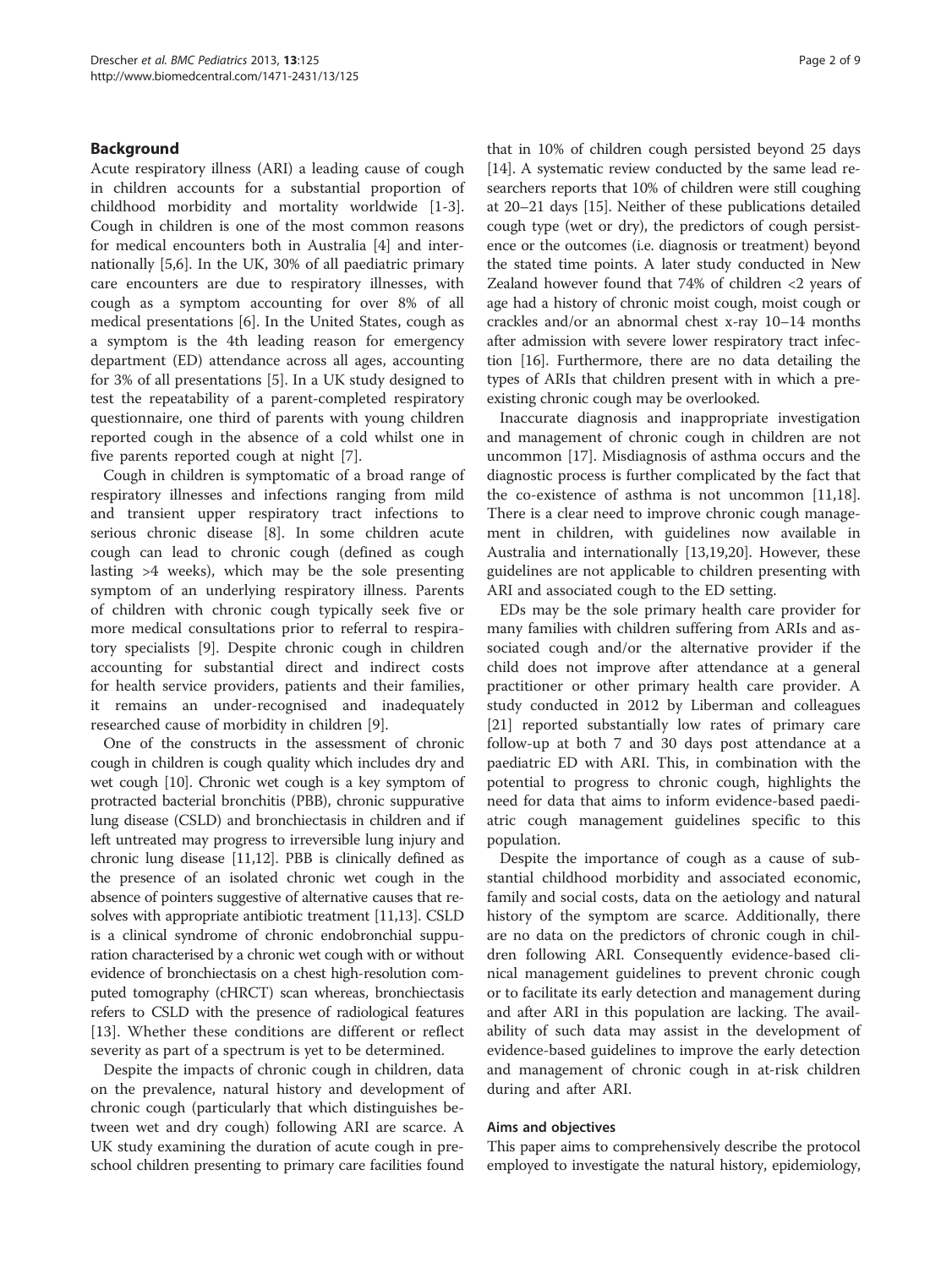## Background

Acute respiratory illness (ARI) a leading cause of cough in children accounts for a substantial proportion of childhood morbidity and mortality worldwide [1-3]. Cough in children is one of the most common reasons for medical encounters both in Australia [4] and internationally [5,6]. In the UK, 30% of all paediatric primary care encounters are due to respiratory illnesses, with cough as a symptom accounting for over 8% of all medical presentations [6]. In the United States, cough as a symptom is the 4th leading reason for emergency department (ED) attendance across all ages, accounting for 3% of all presentations [5]. In a UK study designed to test the repeatability of a parent-completed respiratory questionnaire, one third of parents with young children reported cough in the absence of a cold whilst one in five parents reported cough at night [7].

Cough in children is symptomatic of a broad range of respiratory illnesses and infections ranging from mild and transient upper respiratory tract infections to serious chronic disease [8]. In some children acute cough can lead to chronic cough (defined as cough lasting >4 weeks), which may be the sole presenting symptom of an underlying respiratory illness. Parents of children with chronic cough typically seek five or more medical consultations prior to referral to respiratory specialists [9]. Despite chronic cough in children accounting for substantial direct and indirect costs for health service providers, patients and their families, it remains an under-recognised and inadequately researched cause of morbidity in children [9].

One of the constructs in the assessment of chronic cough in children is cough quality which includes dry and wet cough [10]. Chronic wet cough is a key symptom of protracted bacterial bronchitis (PBB), chronic suppurative lung disease (CSLD) and bronchiectasis in children and if left untreated may progress to irreversible lung injury and chronic lung disease [11,12]. PBB is clinically defined as the presence of an isolated chronic wet cough in the absence of pointers suggestive of alternative causes that resolves with appropriate antibiotic treatment [11,13]. CSLD is a clinical syndrome of chronic endobronchial suppuration characterised by a chronic wet cough with or without evidence of bronchiectasis on a chest high-resolution computed tomography (cHRCT) scan whereas, bronchiectasis refers to CSLD with the presence of radiological features [13]. Whether these conditions are different or reflect severity as part of a spectrum is yet to be determined.

Despite the impacts of chronic cough in children, data on the prevalence, natural history and development of chronic cough (particularly that which distinguishes between wet and dry cough) following ARI are scarce. A UK study examining the duration of acute cough in preschool children presenting to primary care facilities found that in 10% of children cough persisted beyond 25 days [14]. A systematic review conducted by the same lead researchers reports that 10% of children were still coughing at 20–21 days [15]. Neither of these publications detailed cough type (wet or dry), the predictors of cough persistence or the outcomes (i.e. diagnosis or treatment) beyond the stated time points. A later study conducted in New Zealand however found that 74% of children <2 years of age had a history of chronic moist cough, moist cough or crackles and/or an abnormal chest x-ray 10–14 months after admission with severe lower respiratory tract infection [16]. Furthermore, there are no data detailing the types of ARIs that children present with in which a preexisting chronic cough may be overlooked.

Inaccurate diagnosis and inappropriate investigation and management of chronic cough in children are not uncommon [17]. Misdiagnosis of asthma occurs and the diagnostic process is further complicated by the fact that the co-existence of asthma is not uncommon [11,18]. There is a clear need to improve chronic cough management in children, with guidelines now available in Australia and internationally [13,19,20]. However, these guidelines are not applicable to children presenting with ARI and associated cough to the ED setting.

EDs may be the sole primary health care provider for many families with children suffering from ARIs and associated cough and/or the alternative provider if the child does not improve after attendance at a general practitioner or other primary health care provider. A study conducted in 2012 by Liberman and colleagues [21] reported substantially low rates of primary care follow-up at both 7 and 30 days post attendance at a paediatric ED with ARI. This, in combination with the potential to progress to chronic cough, highlights the need for data that aims to inform evidence-based paediatric cough management guidelines specific to this population.

Despite the importance of cough as a cause of substantial childhood morbidity and associated economic, family and social costs, data on the aetiology and natural history of the symptom are scarce. Additionally, there are no data on the predictors of chronic cough in children following ARI. Consequently evidence-based clinical management guidelines to prevent chronic cough or to facilitate its early detection and management during and after ARI in this population are lacking. The availability of such data may assist in the development of evidence-based guidelines to improve the early detection and management of chronic cough in at-risk children during and after ARI.

### Aims and objectives

This paper aims to comprehensively describe the protocol employed to investigate the natural history, epidemiology,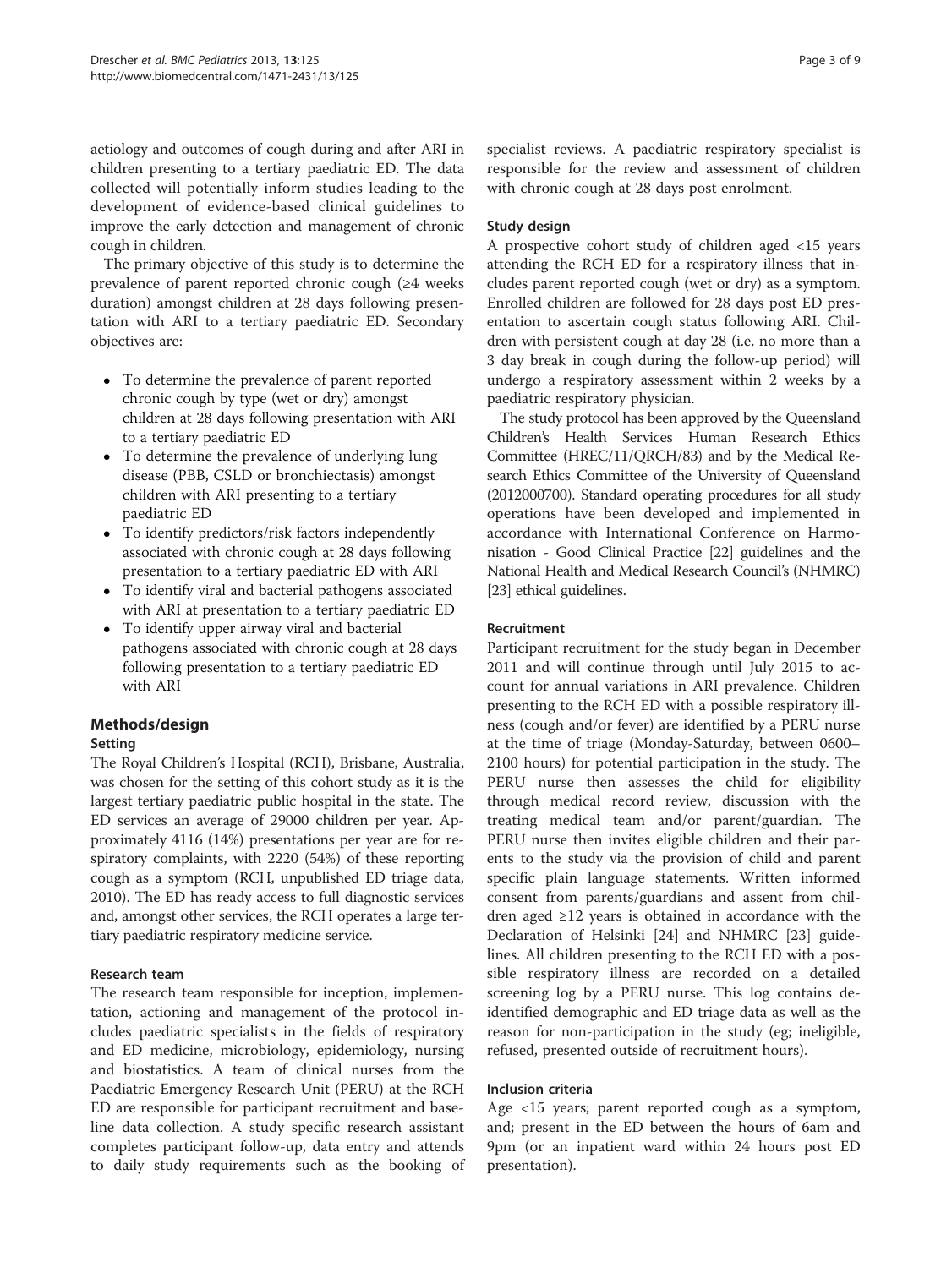aetiology and outcomes of cough during and after ARI in children presenting to a tertiary paediatric ED. The data collected will potentially inform studies leading to the development of evidence-based clinical guidelines to improve the early detection and management of chronic cough in children.

The primary objective of this study is to determine the prevalence of parent reported chronic cough (≥4 weeks duration) amongst children at 28 days following presentation with ARI to a tertiary paediatric ED. Secondary objectives are:

- To determine the prevalence of parent reported chronic cough by type (wet or dry) amongst children at 28 days following presentation with ARI to a tertiary paediatric ED
- To determine the prevalence of underlying lung disease (PBB, CSLD or bronchiectasis) amongst children with ARI presenting to a tertiary paediatric ED
- To identify predictors/risk factors independently associated with chronic cough at 28 days following presentation to a tertiary paediatric ED with ARI
- To identify viral and bacterial pathogens associated with ARI at presentation to a tertiary paediatric ED
- To identify upper airway viral and bacterial pathogens associated with chronic cough at 28 days following presentation to a tertiary paediatric ED with ARI

## Methods/design

### Setting

The Royal Children's Hospital (RCH), Brisbane, Australia, was chosen for the setting of this cohort study as it is the largest tertiary paediatric public hospital in the state. The ED services an average of 29000 children per year. Approximately 4116 (14%) presentations per year are for respiratory complaints, with 2220 (54%) of these reporting cough as a symptom (RCH, unpublished ED triage data, 2010). The ED has ready access to full diagnostic services and, amongst other services, the RCH operates a large tertiary paediatric respiratory medicine service.

### Research team

The research team responsible for inception, implementation, actioning and management of the protocol includes paediatric specialists in the fields of respiratory and ED medicine, microbiology, epidemiology, nursing and biostatistics. A team of clinical nurses from the Paediatric Emergency Research Unit (PERU) at the RCH ED are responsible for participant recruitment and baseline data collection. A study specific research assistant completes participant follow-up, data entry and attends to daily study requirements such as the booking of specialist reviews. A paediatric respiratory specialist is responsible for the review and assessment of children with chronic cough at 28 days post enrolment.

### Study design

A prospective cohort study of children aged <15 years attending the RCH ED for a respiratory illness that includes parent reported cough (wet or dry) as a symptom. Enrolled children are followed for 28 days post ED presentation to ascertain cough status following ARI. Children with persistent cough at day 28 (i.e. no more than a 3 day break in cough during the follow-up period) will undergo a respiratory assessment within 2 weeks by a paediatric respiratory physician.

The study protocol has been approved by the Queensland Children's Health Services Human Research Ethics Committee (HREC/11/QRCH/83) and by the Medical Research Ethics Committee of the University of Queensland (2012000700). Standard operating procedures for all study operations have been developed and implemented in accordance with International Conference on Harmonisation - Good Clinical Practice [22] guidelines and the National Health and Medical Research Council's (NHMRC) [23] ethical guidelines.

### Recruitment

Participant recruitment for the study began in December 2011 and will continue through until July 2015 to account for annual variations in ARI prevalence. Children presenting to the RCH ED with a possible respiratory illness (cough and/or fever) are identified by a PERU nurse at the time of triage (Monday-Saturday, between 0600–2100 hours) for potential participation in the study. The PERU nurse then assesses the child for eligibility through medical record review, discussion with the treating medical team and/or parent/guardian. The PERU nurse then invites eligible children and their parents to the study via the provision of child and parent specific plain language statements. Written informed consent from parents/guardians and assent from children aged ≥12 years is obtained in accordance with the Declaration of Helsinki [24] and NHMRC [23] guidelines. All children presenting to the RCH ED with a possible respiratory illness are recorded on a detailed screening log by a PERU nurse. This log contains de-identified demographic and ED triage data as well as the reason for non-participation in the study (eg; ineligible, refused, presented outside of recruitment hours).

### Inclusion criteria

Age <15 years; parent reported cough as a symptom, and; present in the ED between the hours of 6am and 9pm (or an inpatient ward within 24 hours post ED presentation).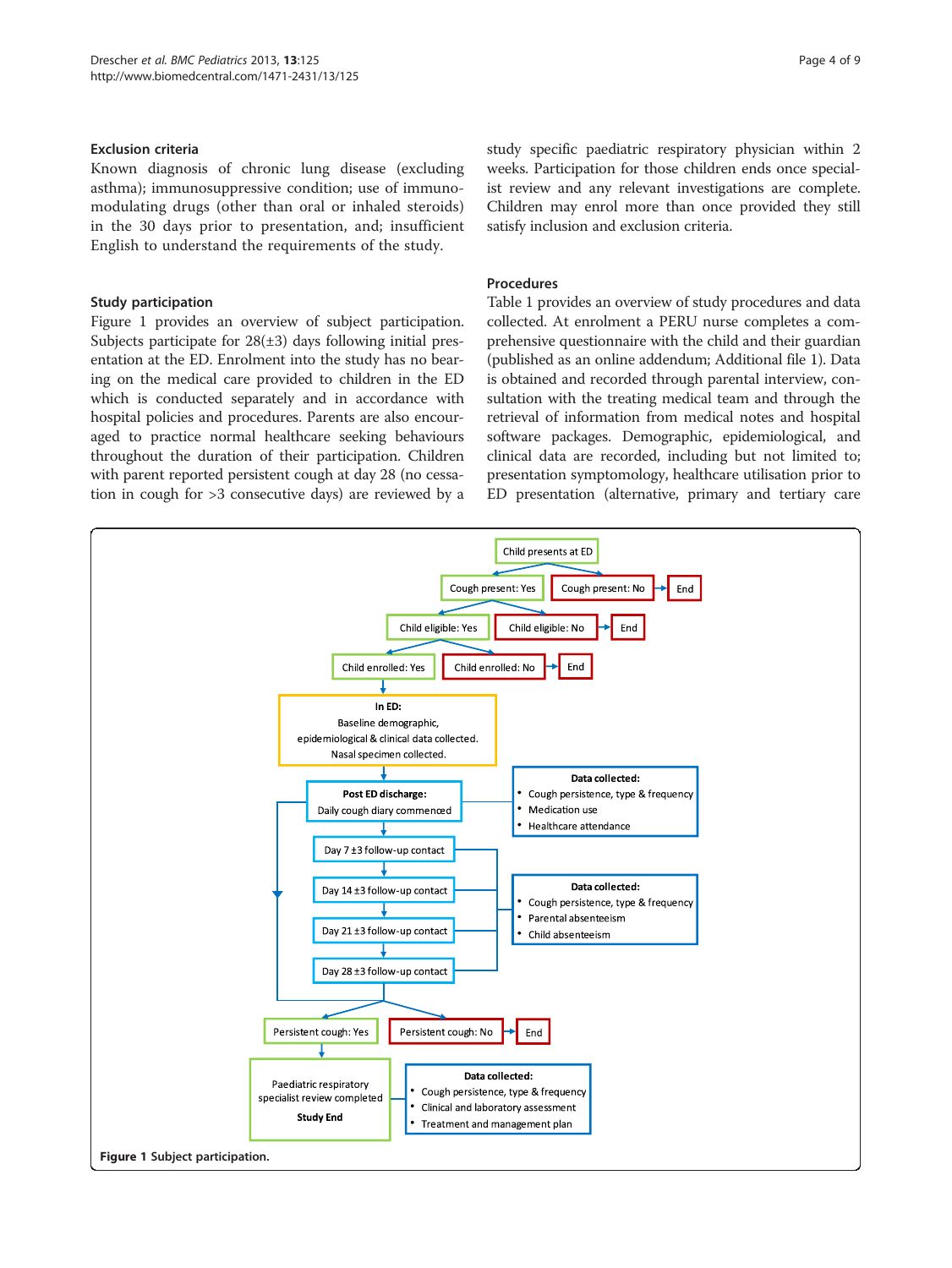### Exclusion criteria

Known diagnosis of chronic lung disease (excluding asthma); immunosuppressive condition; use of immunomodulating drugs (other than oral or inhaled steroids) in the 30 days prior to presentation, and; insufficient English to understand the requirements of the study.

### Study participation

Figure 1 provides an overview of subject participation. Subjects participate for 28(±3) days following initial presentation at the ED. Enrolment into the study has no bearing on the medical care provided to children in the ED which is conducted separately and in accordance with hospital policies and procedures. Parents are also encouraged to practice normal healthcare seeking behaviours throughout the duration of their participation. Children with parent reported persistent cough at day 28 (no cessation in cough for >3 consecutive days) are reviewed by a study specific paediatric respiratory physician within 2 weeks. Participation for those children ends once specialist review and any relevant investigations are complete. Children may enrol more than once provided they still satisfy inclusion and exclusion criteria.

### Procedures

Table 1 provides an overview of study procedures and data collected. At enrolment a PERU nurse completes a comprehensive questionnaire with the child and their guardian (published as an online addendum; Additional file 1). Data is obtained and recorded through parental interview, consultation with the treating medical team and through the retrieval of information from medical notes and hospital software packages. Demographic, epidemiological, and clinical data are recorded, including but not limited to; presentation symptomology, healthcare utilisation prior to ED presentation (alternative, primary and tertiary care

Child presents at ED → Cough present: Yes / Cough present: No → End

Cough present: Yes → Child eligible: Yes / Child eligible: No → End

Child eligible: Yes → Child enrolled: Yes / Child enrolled: No → End

Child enrolled: Yes → **In ED:** Baseline demographic, epidemiological & clinical data collected. Nasal specimen collected.

→ **Post ED discharge:** Daily cough diary commenced

**Data collected:**
- Cough persistence, type & frequency
- Medication use
- Healthcare attendance

→ Day 7 ±3 follow-up contact → Day 14 ±3 follow-up contact → Day 21 ±3 follow-up contact → Day 28 ±3 follow-up contact

**Data collected:**
- Cough persistence, type & frequency
- Parental absenteeism
- Child absenteeism

→ Persistent cough: Yes / Persistent cough: No → End

Persistent cough: Yes → Paediatric respiratory specialist review completed **Study End**

**Data collected:**
- Cough persistence, type & frequency
- Clinical and laboratory assessment
- Treatment and management plan

**Figure 1** Subject participation.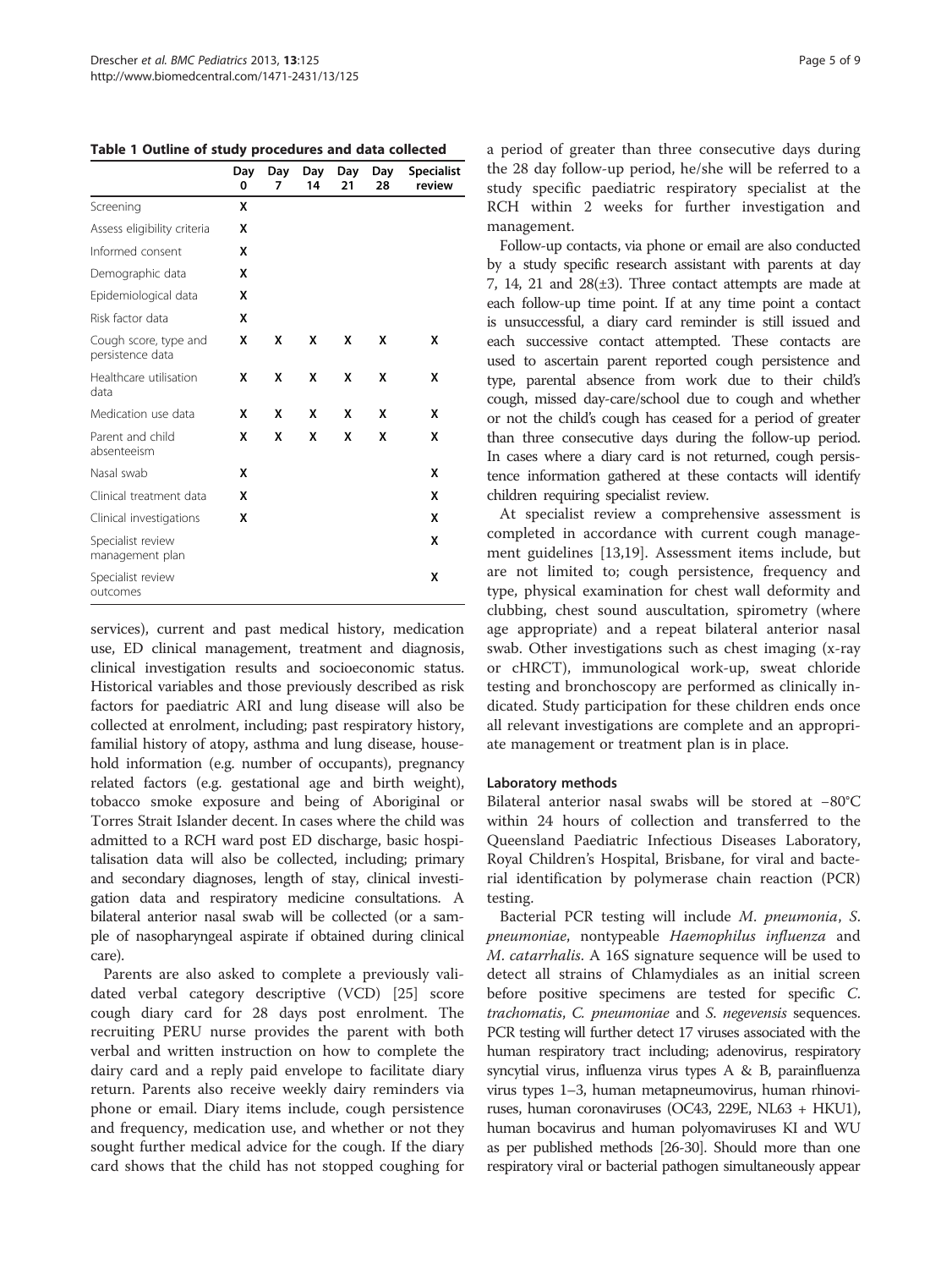**Table 1 Outline of study procedures and data collected**

| | Day 0 | Day 7 | Day 14 | Day 21 | Day 28 | Specialist review |
|---|---|---|---|---|---|---|
| Screening | X | | | | | |
| Assess eligibility criteria | X | | | | | |
| Informed consent | X | | | | | |
| Demographic data | X | | | | | |
| Epidemiological data | X | | | | | |
| Risk factor data | X | | | | | |
| Cough score, type and persistence data | X | X | X | X | X | X |
| Healthcare utilisation data | X | X | X | X | X | X |
| Medication use data | X | X | X | X | X | X |
| Parent and child absenteeism | X | X | X | X | X | X |
| Nasal swab | X | | | | | X |
| Clinical treatment data | X | | | | | X |
| Clinical investigations | X | | | | | X |
| Specialist review management plan | | | | | | X |
| Specialist review outcomes | | | | | | X |

services), current and past medical history, medication use, ED clinical management, treatment and diagnosis, clinical investigation results and socioeconomic status. Historical variables and those previously described as risk factors for paediatric ARI and lung disease will also be collected at enrolment, including; past respiratory history, familial history of atopy, asthma and lung disease, household information (e.g. number of occupants), pregnancy related factors (e.g. gestational age and birth weight), tobacco smoke exposure and being of Aboriginal or Torres Strait Islander decent. In cases where the child was admitted to a RCH ward post ED discharge, basic hospitalisation data will also be collected, including; primary and secondary diagnoses, length of stay, clinical investigation data and respiratory medicine consultations. A bilateral anterior nasal swab will be collected (or a sample of nasopharyngeal aspirate if obtained during clinical care).

Parents are also asked to complete a previously validated verbal category descriptive (VCD) [25] score cough diary card for 28 days post enrolment. The recruiting PERU nurse provides the parent with both verbal and written instruction on how to complete the dairy card and a reply paid envelope to facilitate diary return. Parents also receive weekly dairy reminders via phone or email. Diary items include, cough persistence and frequency, medication use, and whether or not they sought further medical advice for the cough. If the diary card shows that the child has not stopped coughing for a period of greater than three consecutive days during the 28 day follow-up period, he/she will be referred to a study specific paediatric respiratory specialist at the RCH within 2 weeks for further investigation and management.

Follow-up contacts, via phone or email are also conducted by a study specific research assistant with parents at day 7, 14, 21 and 28(±3). Three contact attempts are made at each follow-up time point. If at any time point a contact is unsuccessful, a diary card reminder is still issued and each successive contact attempted. These contacts are used to ascertain parent reported cough persistence and type, parental absence from work due to their child's cough, missed day-care/school due to cough and whether or not the child's cough has ceased for a period of greater than three consecutive days during the follow-up period. In cases where a diary card is not returned, cough persistence information gathered at these contacts will identify children requiring specialist review.

At specialist review a comprehensive assessment is completed in accordance with current cough management guidelines [13,19]. Assessment items include, but are not limited to; cough persistence, frequency and type, physical examination for chest wall deformity and clubbing, chest sound auscultation, spirometry (where age appropriate) and a repeat bilateral anterior nasal swab. Other investigations such as chest imaging (x-ray or cHRCT), immunological work-up, sweat chloride testing and bronchoscopy are performed as clinically indicated. Study participation for these children ends once all relevant investigations are complete and an appropriate management or treatment plan is in place.

### Laboratory methods

Bilateral anterior nasal swabs will be stored at −80°C within 24 hours of collection and transferred to the Queensland Paediatric Infectious Diseases Laboratory, Royal Children's Hospital, Brisbane, for viral and bacterial identification by polymerase chain reaction (PCR) testing.

Bacterial PCR testing will include *M. pneumonia*, *S. pneumoniae*, nontypeable *Haemophilus influenza* and *M. catarrhalis*. A 16S signature sequence will be used to detect all strains of Chlamydiales as an initial screen before positive specimens are tested for specific *C. trachomatis*, *C. pneumoniae* and *S. negevensis* sequences. PCR testing will further detect 17 viruses associated with the human respiratory tract including; adenovirus, respiratory syncytial virus, influenza virus types A & B, parainfluenza virus types 1–3, human metapneumovirus, human rhinoviruses, human coronaviruses (OC43, 229E, NL63 + HKU1), human bocavirus and human polyomaviruses KI and WU as per published methods [26-30]. Should more than one respiratory viral or bacterial pathogen simultaneously appear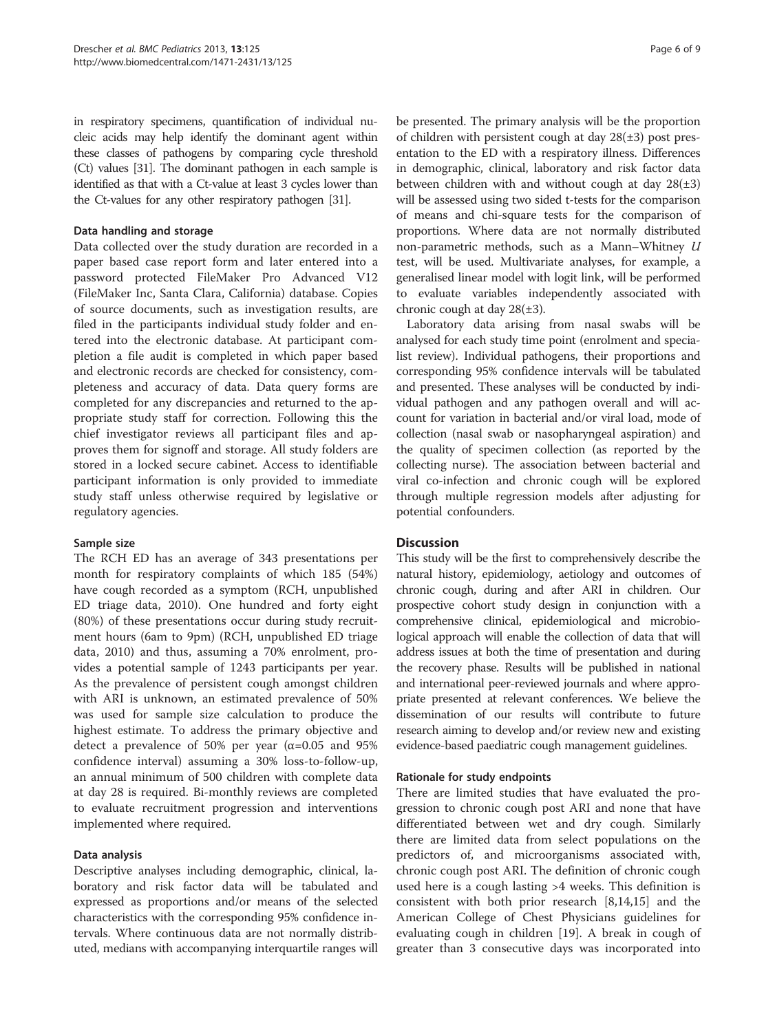in respiratory specimens, quantification of individual nucleic acids may help identify the dominant agent within these classes of pathogens by comparing cycle threshold (Ct) values [31]. The dominant pathogen in each sample is identified as that with a Ct-value at least 3 cycles lower than the Ct-values for any other respiratory pathogen [31].

### Data handling and storage

Data collected over the study duration are recorded in a paper based case report form and later entered into a password protected FileMaker Pro Advanced V12 (FileMaker Inc, Santa Clara, California) database. Copies of source documents, such as investigation results, are filed in the participants individual study folder and entered into the electronic database. At participant completion a file audit is completed in which paper based and electronic records are checked for consistency, completeness and accuracy of data. Data query forms are completed for any discrepancies and returned to the appropriate study staff for correction. Following this the chief investigator reviews all participant files and approves them for signoff and storage. All study folders are stored in a locked secure cabinet. Access to identifiable participant information is only provided to immediate study staff unless otherwise required by legislative or regulatory agencies.

### Sample size

The RCH ED has an average of 343 presentations per month for respiratory complaints of which 185 (54%) have cough recorded as a symptom (RCH, unpublished ED triage data, 2010). One hundred and forty eight (80%) of these presentations occur during study recruitment hours (6am to 9pm) (RCH, unpublished ED triage data, 2010) and thus, assuming a 70% enrolment, provides a potential sample of 1243 participants per year. As the prevalence of persistent cough amongst children with ARI is unknown, an estimated prevalence of 50% was used for sample size calculation to produce the highest estimate. To address the primary objective and detect a prevalence of 50% per year ($\alpha$=0.05 and 95% confidence interval) assuming a 30% loss-to-follow-up, an annual minimum of 500 children with complete data at day 28 is required. Bi-monthly reviews are completed to evaluate recruitment progression and interventions implemented where required.

### Data analysis

Descriptive analyses including demographic, clinical, laboratory and risk factor data will be tabulated and expressed as proportions and/or means of the selected characteristics with the corresponding 95% confidence intervals. Where continuous data are not normally distributed, medians with accompanying interquartile ranges will be presented. The primary analysis will be the proportion of children with persistent cough at day 28(±3) post presentation to the ED with a respiratory illness. Differences in demographic, clinical, laboratory and risk factor data between children with and without cough at day 28(±3) will be assessed using two sided t-tests for the comparison of means and chi-square tests for the comparison of proportions. Where data are not normally distributed non-parametric methods, such as a Mann–Whitney *U* test, will be used. Multivariate analyses, for example, a generalised linear model with logit link, will be performed to evaluate variables independently associated with chronic cough at day 28(±3).

Laboratory data arising from nasal swabs will be analysed for each study time point (enrolment and specialist review). Individual pathogens, their proportions and corresponding 95% confidence intervals will be tabulated and presented. These analyses will be conducted by individual pathogen and any pathogen overall and will account for variation in bacterial and/or viral load, mode of collection (nasal swab or nasopharyngeal aspiration) and the quality of specimen collection (as reported by the collecting nurse). The association between bacterial and viral co-infection and chronic cough will be explored through multiple regression models after adjusting for potential confounders.

## Discussion

This study will be the first to comprehensively describe the natural history, epidemiology, aetiology and outcomes of chronic cough, during and after ARI in children. Our prospective cohort study design in conjunction with a comprehensive clinical, epidemiological and microbiological approach will enable the collection of data that will address issues at both the time of presentation and during the recovery phase. Results will be published in national and international peer-reviewed journals and where appropriate presented at relevant conferences. We believe the dissemination of our results will contribute to future research aiming to develop and/or review new and existing evidence-based paediatric cough management guidelines.

### Rationale for study endpoints

There are limited studies that have evaluated the progression to chronic cough post ARI and none that have differentiated between wet and dry cough. Similarly there are limited data from select populations on the predictors of, and microorganisms associated with, chronic cough post ARI. The definition of chronic cough used here is a cough lasting >4 weeks. This definition is consistent with both prior research [8,14,15] and the American College of Chest Physicians guidelines for evaluating cough in children [19]. A break in cough of greater than 3 consecutive days was incorporated into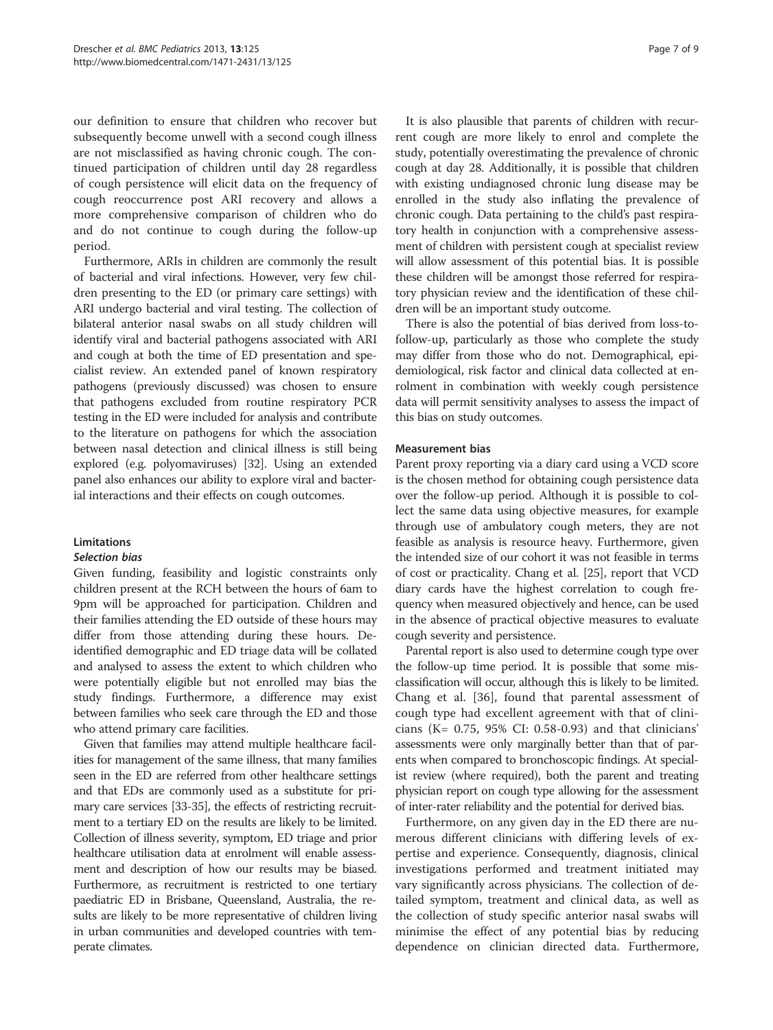our definition to ensure that children who recover but subsequently become unwell with a second cough illness are not misclassified as having chronic cough. The continued participation of children until day 28 regardless of cough persistence will elicit data on the frequency of cough reoccurrence post ARI recovery and allows a more comprehensive comparison of children who do and do not continue to cough during the follow-up period.

Furthermore, ARIs in children are commonly the result of bacterial and viral infections. However, very few children presenting to the ED (or primary care settings) with ARI undergo bacterial and viral testing. The collection of bilateral anterior nasal swabs on all study children will identify viral and bacterial pathogens associated with ARI and cough at both the time of ED presentation and specialist review. An extended panel of known respiratory pathogens (previously discussed) was chosen to ensure that pathogens excluded from routine respiratory PCR testing in the ED were included for analysis and contribute to the literature on pathogens for which the association between nasal detection and clinical illness is still being explored (e.g. polyomaviruses) [32]. Using an extended panel also enhances our ability to explore viral and bacterial interactions and their effects on cough outcomes.

## Limitations

### *Selection bias*

Given funding, feasibility and logistic constraints only children present at the RCH between the hours of 6am to 9pm will be approached for participation. Children and their families attending the ED outside of these hours may differ from those attending during these hours. De-identified demographic and ED triage data will be collated and analysed to assess the extent to which children who were potentially eligible but not enrolled may bias the study findings. Furthermore, a difference may exist between families who seek care through the ED and those who attend primary care facilities.

Given that families may attend multiple healthcare facilities for management of the same illness, that many families seen in the ED are referred from other healthcare settings and that EDs are commonly used as a substitute for primary care services [33-35], the effects of restricting recruitment to a tertiary ED on the results are likely to be limited. Collection of illness severity, symptom, ED triage and prior healthcare utilisation data at enrolment will enable assessment and description of how our results may be biased. Furthermore, as recruitment is restricted to one tertiary paediatric ED in Brisbane, Queensland, Australia, the results are likely to be more representative of children living in urban communities and developed countries with temperate climates.

It is also plausible that parents of children with recurrent cough are more likely to enrol and complete the study, potentially overestimating the prevalence of chronic cough at day 28. Additionally, it is possible that children with existing undiagnosed chronic lung disease may be enrolled in the study also inflating the prevalence of chronic cough. Data pertaining to the child's past respiratory health in conjunction with a comprehensive assessment of children with persistent cough at specialist review will allow assessment of this potential bias. It is possible these children will be amongst those referred for respiratory physician review and the identification of these children will be an important study outcome.

There is also the potential of bias derived from loss-to-follow-up, particularly as those who complete the study may differ from those who do not. Demographical, epidemiological, risk factor and clinical data collected at enrolment in combination with weekly cough persistence data will permit sensitivity analyses to assess the impact of this bias on study outcomes.

### Measurement bias

Parent proxy reporting via a diary card using a VCD score is the chosen method for obtaining cough persistence data over the follow-up period. Although it is possible to collect the same data using objective measures, for example through use of ambulatory cough meters, they are not feasible as analysis is resource heavy. Furthermore, given the intended size of our cohort it was not feasible in terms of cost or practicality. Chang et al. [25], report that VCD diary cards have the highest correlation to cough frequency when measured objectively and hence, can be used in the absence of practical objective measures to evaluate cough severity and persistence.

Parental report is also used to determine cough type over the follow-up time period. It is possible that some misclassification will occur, although this is likely to be limited. Chang et al. [36], found that parental assessment of cough type had excellent agreement with that of clinicians (K= 0.75, 95% CI: 0.58-0.93) and that clinicians' assessments were only marginally better than that of parents when compared to bronchoscopic findings. At specialist review (where required), both the parent and treating physician report on cough type allowing for the assessment of inter-rater reliability and the potential for derived bias.

Furthermore, on any given day in the ED there are numerous different clinicians with differing levels of expertise and experience. Consequently, diagnosis, clinical investigations performed and treatment initiated may vary significantly across physicians. The collection of detailed symptom, treatment and clinical data, as well as the collection of study specific anterior nasal swabs will minimise the effect of any potential bias by reducing dependence on clinician directed data. Furthermore,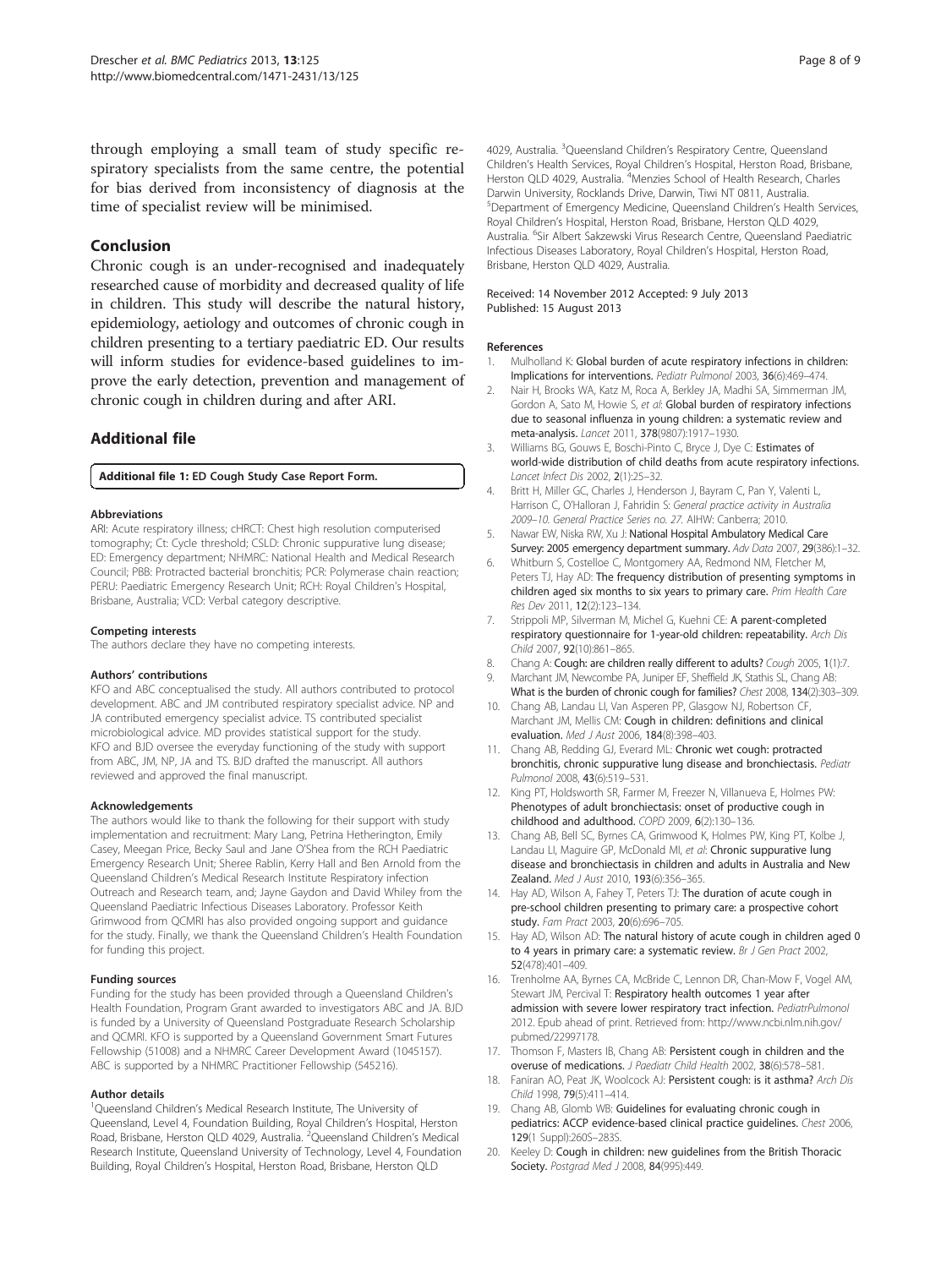through employing a small team of study specific respiratory specialists from the same centre, the potential for bias derived from inconsistency of diagnosis at the time of specialist review will be minimised.

## Conclusion

Chronic cough is an under-recognised and inadequately researched cause of morbidity and decreased quality of life in children. This study will describe the natural history, epidemiology, aetiology and outcomes of chronic cough in children presenting to a tertiary paediatric ED. Our results will inform studies for evidence-based guidelines to improve the early detection, prevention and management of chronic cough in children during and after ARI.

## Additional file

**Additional file 1:** ED Cough Study Case Report Form.

#### Abbreviations

ARI: Acute respiratory illness; cHRCT: Chest high resolution computerised tomography; Ct: Cycle threshold; CSLD: Chronic suppurative lung disease; ED: Emergency department; NHMRC: National Health and Medical Research Council; PBB: Protracted bacterial bronchitis; PCR: Polymerase chain reaction; PERU: Paediatric Emergency Research Unit; RCH: Royal Children's Hospital, Brisbane, Australia; VCD: Verbal category descriptive.

#### Competing interests

The authors declare they have no competing interests.

#### Authors' contributions

KFO and ABC conceptualised the study. All authors contributed to protocol development. ABC and JM contributed respiratory specialist advice. NP and JA contributed emergency specialist advice. TS contributed specialist microbiological advice. MD provides statistical support for the study. KFO and BJD oversee the everyday functioning of the study with support from ABC, JM, NP, JA and TS. BJD drafted the manuscript. All authors reviewed and approved the final manuscript.

#### Acknowledgements

The authors would like to thank the following for their support with study implementation and recruitment: Mary Lang, Petrina Hetherington, Emily Casey, Meegan Price, Becky Saul and Jane O'Shea from the RCH Paediatric Emergency Research Unit; Sheree Rablin, Kerry Hall and Ben Arnold from the Queensland Children's Medical Research Institute Respiratory infection Outreach and Research team, and; Jayne Gaydon and David Whiley from the Queensland Paediatric Infectious Diseases Laboratory. Professor Keith Grimwood from QCMRI has also provided ongoing support and guidance for the study. Finally, we thank the Queensland Children's Health Foundation for funding this project.

#### Funding sources

Funding for the study has been provided through a Queensland Children's Health Foundation, Program Grant awarded to investigators ABC and JA. BJD is funded by a University of Queensland Postgraduate Research Scholarship and QCMRI. KFO is supported by a Queensland Government Smart Futures Fellowship (51008) and a NHMRC Career Development Award (1045157). ABC is supported by a NHMRC Practitioner Fellowship (545216).

#### Author details

[1]Queensland Children's Medical Research Institute, The University of Queensland, Level 4, Foundation Building, Royal Children's Hospital, Herston Road, Brisbane, Herston QLD 4029, Australia. [2]Queensland Children's Medical Research Institute, Queensland University of Technology, Level 4, Foundation Building, Royal Children's Hospital, Herston Road, Brisbane, Herston QLD 4029, Australia. [3]Queensland Children's Respiratory Centre, Queensland Children's Health Services, Royal Children's Hospital, Herston Road, Brisbane, Herston QLD 4029, Australia. [4]Menzies School of Health Research, Charles Darwin University, Rocklands Drive, Darwin, Tiwi NT 0811, Australia. [5]Department of Emergency Medicine, Queensland Children's Health Services, Royal Children's Hospital, Herston Road, Brisbane, Herston QLD 4029, Australia. [6]Sir Albert Sakzewski Virus Research Centre, Queensland Paediatric Infectious Diseases Laboratory, Royal Children's Hospital, Herston Road, Brisbane, Herston QLD 4029, Australia.

Received: 14 November 2012 Accepted: 9 July 2013
Published: 15 August 2013

#### References

1. Mulholland K: Global burden of acute respiratory infections in children: Implications for interventions. *Pediatr Pulmonol* 2003, **36**(6):469–474.
2. Nair H, Brooks WA, Katz M, Roca A, Berkley JA, Madhi SA, Simmerman JM, Gordon A, Sato M, Howie S, *et al*: Global burden of respiratory infections due to seasonal influenza in young children: a systematic review and meta-analysis. *Lancet* 2011, **378**(9807):1917–1930.
3. Williams BG, Gouws E, Boschi-Pinto C, Bryce J, Dye C: Estimates of world-wide distribution of child deaths from acute respiratory infections. *Lancet Infect Dis* 2002, **2**(1):25–32.
4. Britt H, Miller GC, Charles J, Henderson J, Bayram C, Pan Y, Valenti L, Harrison C, O'Halloran J, Fahridin S: *General practice activity in Australia 2009–10. General Practice Series no. 27.* AIHW: Canberra; 2010.
5. Nawar EW, Niska RW, Xu J: National Hospital Ambulatory Medical Care Survey: 2005 emergency department summary. *Adv Data* 2007, **29**(386):1–32.
6. Whitburn S, Costelloe C, Montgomery AA, Redmond NM, Fletcher M, Peters TJ, Hay AD: The frequency distribution of presenting symptoms in children aged six months to six years to primary care. *Prim Health Care Res Dev* 2011, **12**(2):123–134.
7. Strippoli MP, Silverman M, Michel G, Kuehni CE: A parent-completed respiratory questionnaire for 1-year-old children: repeatability. *Arch Dis Child* 2007, **92**(10):861–865.
8. Chang A: Cough: are children really different to adults? *Cough* 2005, **1**(1):7.
9. Marchant JM, Newcombe PA, Juniper EF, Sheffield JK, Stathis SL, Chang AB: What is the burden of chronic cough for families? *Chest* 2008, **134**(2):303–309.
10. Chang AB, Landau LI, Van Asperen PP, Glasgow NJ, Robertson CF, Marchant JM, Mellis CM: Cough in children: definitions and clinical evaluation. *Med J Aust* 2006, **184**(8):398–403.
11. Chang AB, Redding GJ, Everard ML: Chronic wet cough: protracted bronchitis, chronic suppurative lung disease and bronchiectasis. *Pediatr Pulmonol* 2008, **43**(6):519–531.
12. King PT, Holdsworth SR, Farmer M, Freezer N, Villanueva E, Holmes PW: Phenotypes of adult bronchiectasis: onset of productive cough in childhood and adulthood. *COPD* 2009, **6**(2):130–136.
13. Chang AB, Bell SC, Byrnes CA, Grimwood K, Holmes PW, King PT, Kolbe J, Landau LI, Maguire GP, McDonald MI, *et al*: Chronic suppurative lung disease and bronchiectasis in children and adults in Australia and New Zealand. *Med J Aust* 2010, **193**(6):356–365.
14. Hay AD, Wilson A, Fahey T, Peters TJ: The duration of acute cough in pre-school children presenting to primary care: a prospective cohort study. *Fam Pract* 2003, **20**(6):696–705.
15. Hay AD, Wilson AD: The natural history of acute cough in children aged 0 to 4 years in primary care: a systematic review. *Br J Gen Pract* 2002, **52**(478):401–409.
16. Trenholme AA, Byrnes CA, McBride C, Lennon DR, Chan-Mow F, Vogel AM, Stewart JM, Percival T: Respiratory health outcomes 1 year after admission with severe lower respiratory tract infection. *PediatrPulmonol* 2012. Epub ahead of print. Retrieved from: http://www.ncbi.nlm.nih.gov/pubmed/22997178.
17. Thomson F, Masters IB, Chang AB: Persistent cough in children and the overuse of medications. *J Paediatr Child Health* 2002, **38**(6):578–581.
18. Faniran AO, Peat JK, Woolcock AJ: Persistent cough: is it asthma? *Arch Dis Child* 1998, **79**(5):411–414.
19. Chang AB, Glomb WB: Guidelines for evaluating chronic cough in pediatrics: ACCP evidence-based clinical practice guidelines. *Chest* 2006, **129**(1 Suppl):260S–283S.
20. Keeley D: Cough in children: new guidelines from the British Thoracic Society. *Postgrad Med J* 2008, **84**(995):449.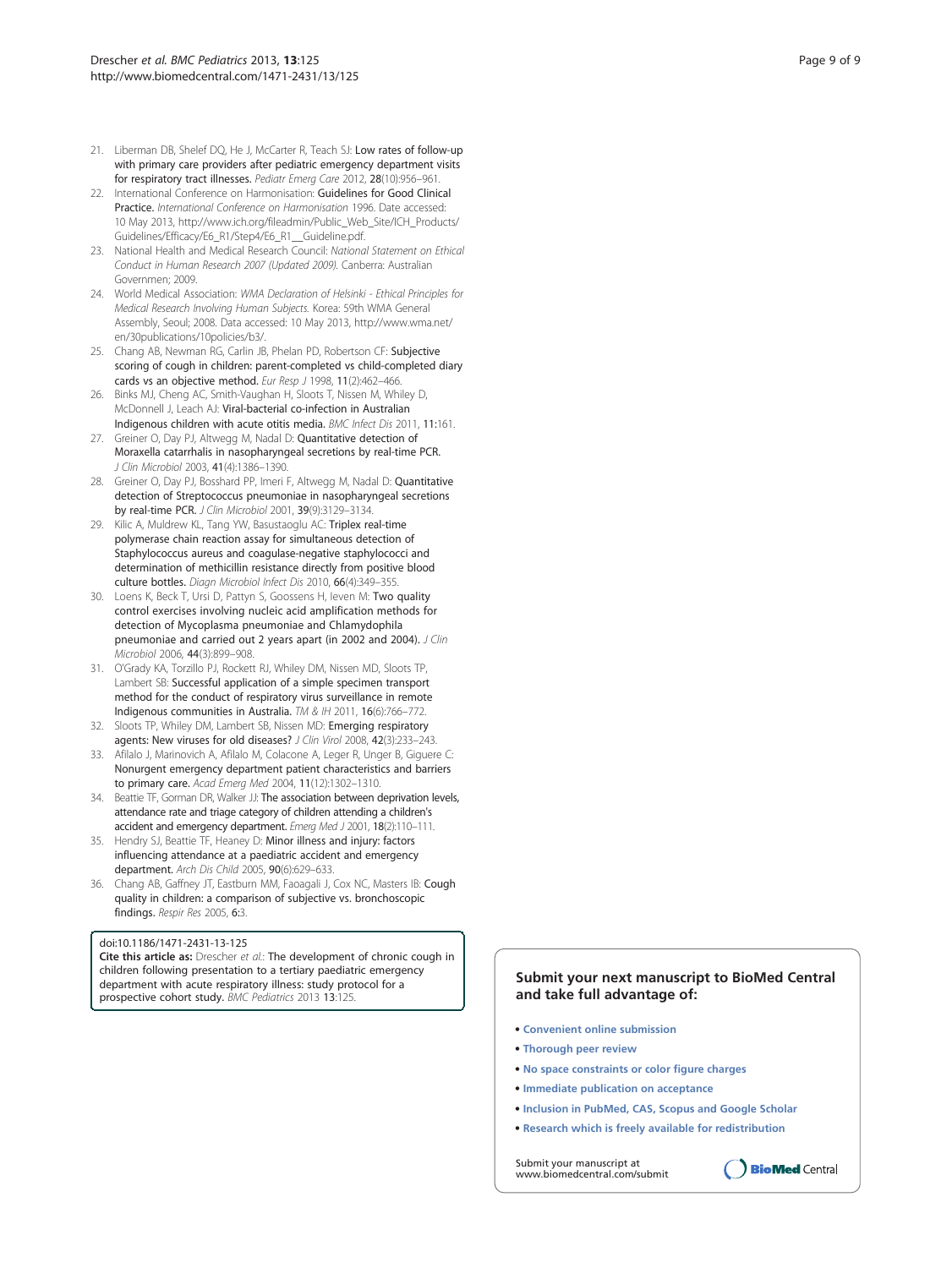21. Liberman DB, Shelef DQ, He J, McCarter R, Teach SJ: **Low rates of follow-up with primary care providers after pediatric emergency department visits for respiratory tract illnesses.** *Pediatr Emerg Care* 2012, **28**(10):956–961.
22. International Conference on Harmonisation: **Guidelines for Good Clinical Practice.** *International Conference on Harmonisation* 1996. Date accessed: 10 May 2013, http://www.ich.org/fileadmin/Public_Web_Site/ICH_Products/Guidelines/Efficacy/E6_R1/Step4/E6_R1__Guideline.pdf.
23. National Health and Medical Research Council: *National Statement on Ethical Conduct in Human Research 2007 (Updated 2009).* Canberra: Australian Governmen; 2009.
24. World Medical Association: *WMA Declaration of Helsinki - Ethical Principles for Medical Research Involving Human Subjects.* Korea: 59th WMA General Assembly, Seoul; 2008. Data accessed: 10 May 2013, http://www.wma.net/en/30publications/10policies/b3/.
25. Chang AB, Newman RG, Carlin JB, Phelan PD, Robertson CF: **Subjective scoring of cough in children: parent-completed vs child-completed diary cards vs an objective method.** *Eur Resp J* 1998, **11**(2):462–466.
26. Binks MJ, Cheng AC, Smith-Vaughan H, Sloots T, Nissen M, Whiley D, McDonnell J, Leach AJ: **Viral-bacterial co-infection in Australian Indigenous children with acute otitis media.** *BMC Infect Dis* 2011, **11**:161.
27. Greiner O, Day PJ, Altwegg M, Nadal D: **Quantitative detection of Moraxella catarrhalis in nasopharyngeal secretions by real-time PCR.** *J Clin Microbiol* 2003, **41**(4):1386–1390.
28. Greiner O, Day PJ, Bosshard PP, Imeri F, Altwegg M, Nadal D: **Quantitative detection of Streptococcus pneumoniae in nasopharyngeal secretions by real-time PCR.** *J Clin Microbiol* 2001, **39**(9):3129–3134.
29. Kilic A, Muldrew KL, Tang YW, Basustaoglu AC: **Triplex real-time polymerase chain reaction assay for simultaneous detection of Staphylococcus aureus and coagulase-negative staphylococci and determination of methicillin resistance directly from positive blood culture bottles.** *Diagn Microbiol Infect Dis* 2010, **66**(4):349–355.
30. Loens K, Beck T, Ursi D, Pattyn S, Goossens H, Ieven M: **Two quality control exercises involving nucleic acid amplification methods for detection of Mycoplasma pneumoniae and Chlamydophila pneumoniae and carried out 2 years apart (in 2002 and 2004).** *J Clin Microbiol* 2006, **44**(3):899–908.
31. O'Grady KA, Torzillo PJ, Rockett RJ, Whiley DM, Nissen MD, Sloots TP, Lambert SB: **Successful application of a simple specimen transport method for the conduct of respiratory virus surveillance in remote Indigenous communities in Australia.** *TM & IH* 2011, **16**(6):766–772.
32. Sloots TP, Whiley DM, Lambert SB, Nissen MD: **Emerging respiratory agents: New viruses for old diseases?** *J Clin Virol* 2008, **42**(3):233–243.
33. Afilalo J, Marinovich A, Afilalo M, Colacone A, Leger R, Unger B, Giguere C: **Nonurgent emergency department patient characteristics and barriers to primary care.** *Acad Emerg Med* 2004, **11**(12):1302–1310.
34. Beattie TF, Gorman DR, Walker JJ: **The association between deprivation levels, attendance rate and triage category of children attending a children's accident and emergency department.** *Emerg Med J* 2001, **18**(2):110–111.
35. Hendry SJ, Beattie TF, Heaney D: **Minor illness and injury: factors influencing attendance at a paediatric accident and emergency department.** *Arch Dis Child* 2005, **90**(6):629–633.
36. Chang AB, Gaffney JT, Eastburn MM, Faoagali J, Cox NC, Masters IB: **Cough quality in children: a comparison of subjective vs. bronchoscopic findings.** *Respir Res* 2005, **6**:3.

doi:10.1186/1471-2431-13-125

**Cite this article as:** Drescher *et al.*: The development of chronic cough in children following presentation to a tertiary paediatric emergency department with acute respiratory illness: study protocol for a prospective cohort study. *BMC Pediatrics* 2013 **13**:125.

**Submit your next manuscript to BioMed Central and take full advantage of:**

- **Convenient online submission**
- **Thorough peer review**
- **No space constraints or color figure charges**
- **Immediate publication on acceptance**
- **Inclusion in PubMed, CAS, Scopus and Google Scholar**
- **Research which is freely available for redistribution**

Submit your manuscript at www.biomedcentral.com/submit

BioMed Central